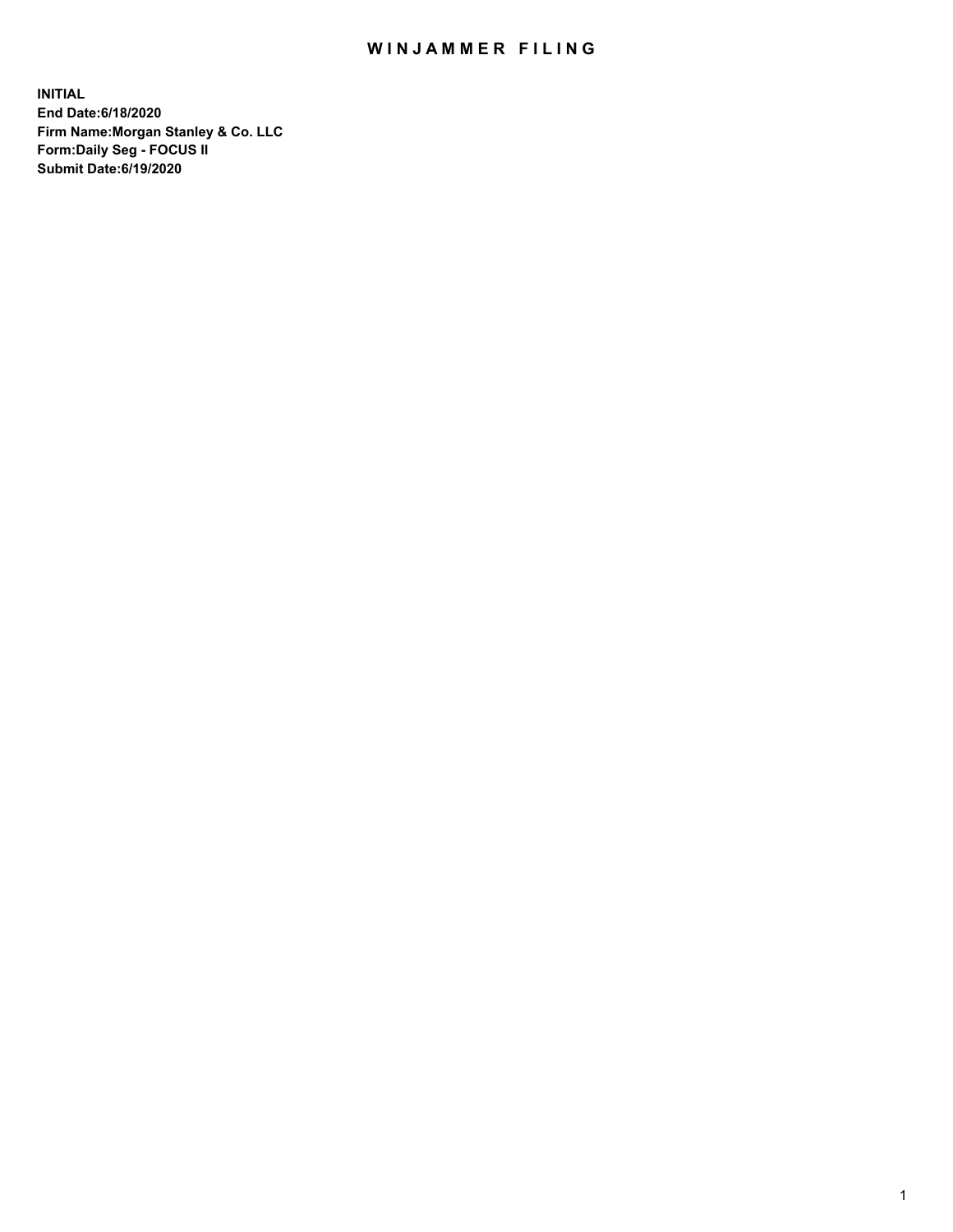# WINJAMMER FILING

**INITIAL**
**End Date:6/18/2020**
**Firm Name:Morgan Stanley & Co. LLC**
**Form:Daily Seg - FOCUS II**
**Submit Date:6/19/2020**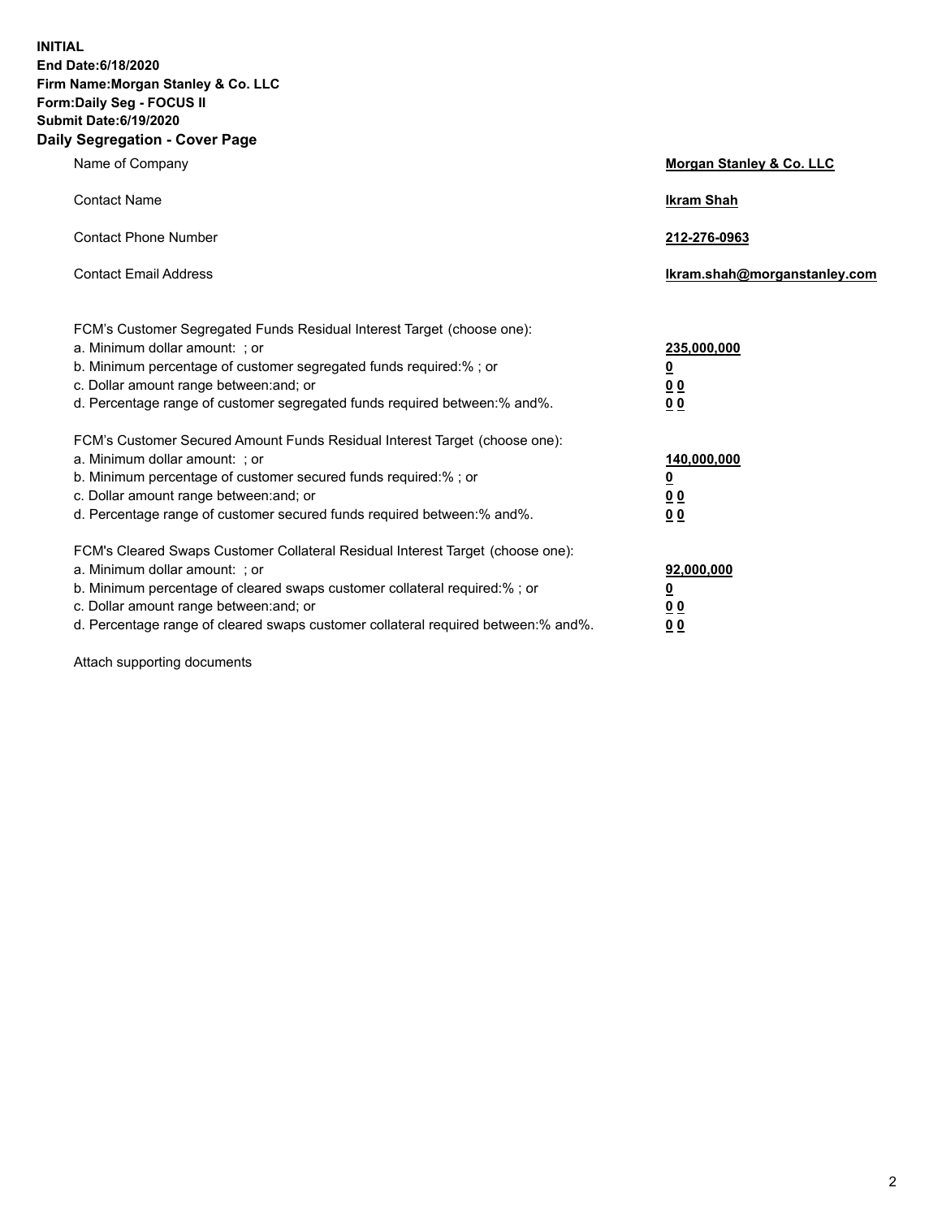**INITIAL**
**End Date:6/18/2020**
**Firm Name:Morgan Stanley & Co. LLC**
**Form:Daily Seg - FOCUS II**
**Submit Date:6/19/2020**

## Daily Segregation - Cover Page

| | |
|---|---|
| Name of Company | **Morgan Stanley & Co. LLC** |
| Contact Name | **Ikram Shah** |
| Contact Phone Number | **212-276-0963** |
| Contact Email Address | **Ikram.shah@morganstanley.com** |

FCM's Customer Segregated Funds Residual Interest Target (choose one):

| | |
|---|---|
| a. Minimum dollar amount: ; or | **235,000,000** |
| b. Minimum percentage of customer segregated funds required:% ; or | **0** |
| c. Dollar amount range between:and; or | **0 0** |
| d. Percentage range of customer segregated funds required between:% and%. | **0 0** |

FCM's Customer Secured Amount Funds Residual Interest Target (choose one):

| | |
|---|---|
| a. Minimum dollar amount: ; or | **140,000,000** |
| b. Minimum percentage of customer secured funds required:% ; or | **0** |
| c. Dollar amount range between:and; or | **0 0** |
| d. Percentage range of customer secured funds required between:% and%. | **0 0** |

FCM's Cleared Swaps Customer Collateral Residual Interest Target (choose one):

| | |
|---|---|
| a. Minimum dollar amount: ; or | **92,000,000** |
| b. Minimum percentage of cleared swaps customer collateral required:% ; or | **0** |
| c. Dollar amount range between:and; or | **0 0** |
| d. Percentage range of cleared swaps customer collateral required between:% and%. | **0 0** |

Attach supporting documents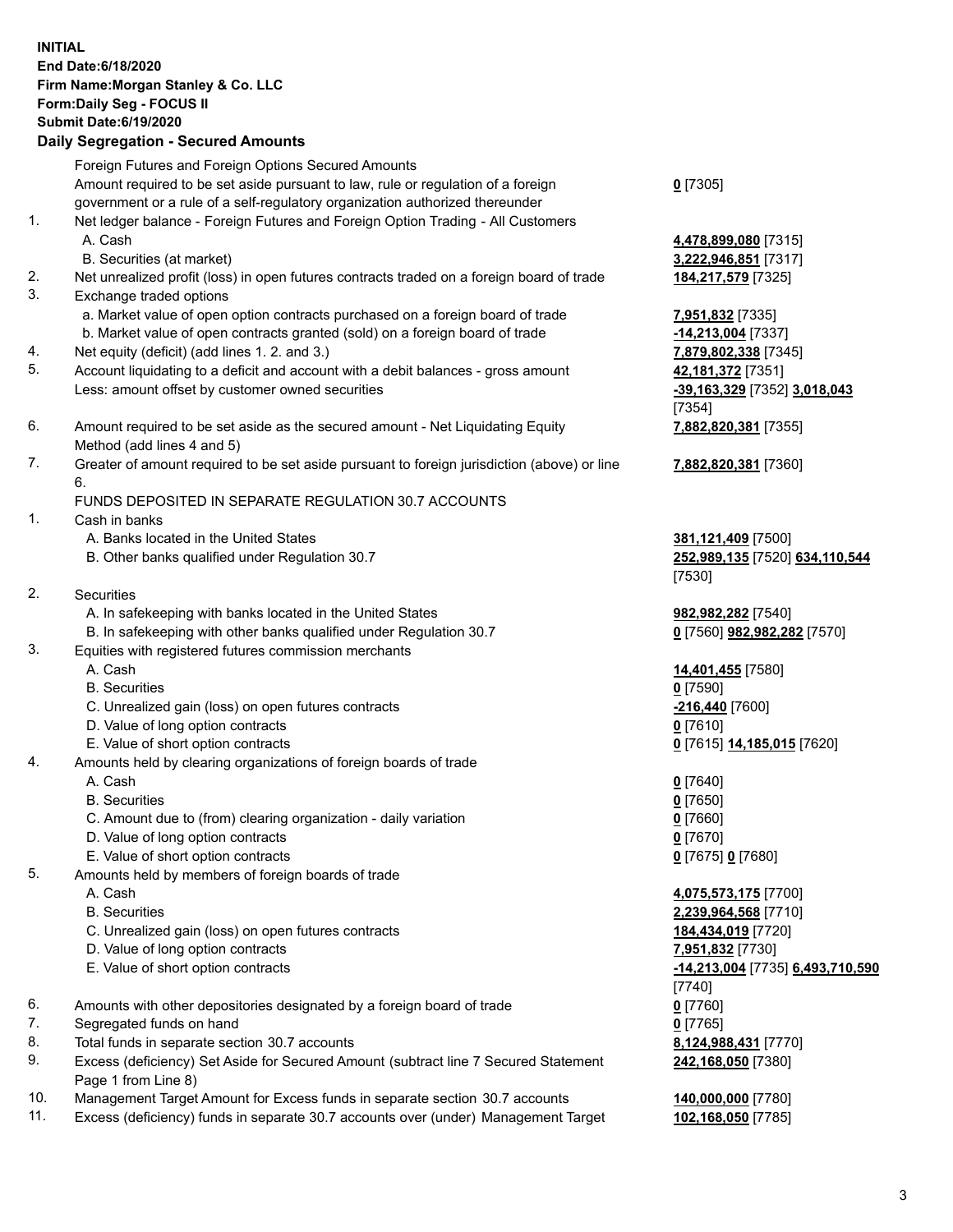**INITIAL**
**End Date:6/18/2020**
**Firm Name:Morgan Stanley & Co. LLC**
**Form:Daily Seg - FOCUS II**
**Submit Date:6/19/2020**
**Daily Segregation - Secured Amounts**

| | | |
|---|---|---|
| | Foreign Futures and Foreign Options Secured Amounts | |
| | Amount required to be set aside pursuant to law, rule or regulation of a foreign government or a rule of a self-regulatory organization authorized thereunder | **0** [7305] |
| 1. | Net ledger balance - Foreign Futures and Foreign Option Trading - All Customers | |
| | A. Cash | **4,478,899,080** [7315] |
| | B. Securities (at market) | **3,222,946,851** [7317] |
| 2. | Net unrealized profit (loss) in open futures contracts traded on a foreign board of trade | **184,217,579** [7325] |
| 3. | Exchange traded options | |
| | a. Market value of open option contracts purchased on a foreign board of trade | **7,951,832** [7335] |
| | b. Market value of open contracts granted (sold) on a foreign board of trade | **-14,213,004** [7337] |
| 4. | Net equity (deficit) (add lines 1. 2. and 3.) | **7,879,802,338** [7345] |
| 5. | Account liquidating to a deficit and account with a debit balances - gross amount | **42,181,372** [7351] |
| | Less: amount offset by customer owned securities | **-39,163,329** [7352] **3,018,043** [7354] |
| 6. | Amount required to be set aside as the secured amount - Net Liquidating Equity Method (add lines 4 and 5) | **7,882,820,381** [7355] |
| 7. | Greater of amount required to be set aside pursuant to foreign jurisdiction (above) or line 6. | **7,882,820,381** [7360] |
| | FUNDS DEPOSITED IN SEPARATE REGULATION 30.7 ACCOUNTS | |
| 1. | Cash in banks | |
| | A. Banks located in the United States | **381,121,409** [7500] |
| | B. Other banks qualified under Regulation 30.7 | **252,989,135** [7520] **634,110,544** [7530] |
| 2. | Securities | |
| | A. In safekeeping with banks located in the United States | **982,982,282** [7540] |
| | B. In safekeeping with other banks qualified under Regulation 30.7 | **0** [7560] **982,982,282** [7570] |
| 3. | Equities with registered futures commission merchants | |
| | A. Cash | **14,401,455** [7580] |
| | B. Securities | **0** [7590] |
| | C. Unrealized gain (loss) on open futures contracts | **-216,440** [7600] |
| | D. Value of long option contracts | **0** [7610] |
| | E. Value of short option contracts | **0** [7615] **14,185,015** [7620] |
| 4. | Amounts held by clearing organizations of foreign boards of trade | |
| | A. Cash | **0** [7640] |
| | B. Securities | **0** [7650] |
| | C. Amount due to (from) clearing organization - daily variation | **0** [7660] |
| | D. Value of long option contracts | **0** [7670] |
| | E. Value of short option contracts | **0** [7675] **0** [7680] |
| 5. | Amounts held by members of foreign boards of trade | |
| | A. Cash | **4,075,573,175** [7700] |
| | B. Securities | **2,239,964,568** [7710] |
| | C. Unrealized gain (loss) on open futures contracts | **184,434,019** [7720] |
| | D. Value of long option contracts | **7,951,832** [7730] |
| | E. Value of short option contracts | **-14,213,004** [7735] **6,493,710,590** [7740] |
| 6. | Amounts with other depositories designated by a foreign board of trade | **0** [7760] |
| 7. | Segregated funds on hand | **0** [7765] |
| 8. | Total funds in separate section 30.7 accounts | **8,124,988,431** [7770] |
| 9. | Excess (deficiency) Set Aside for Secured Amount (subtract line 7 Secured Statement Page 1 from Line 8) | **242,168,050** [7380] |
| 10. | Management Target Amount for Excess funds in separate section 30.7 accounts | **140,000,000** [7780] |
| 11. | Excess (deficiency) funds in separate 30.7 accounts over (under) Management Target | **102,168,050** [7785] |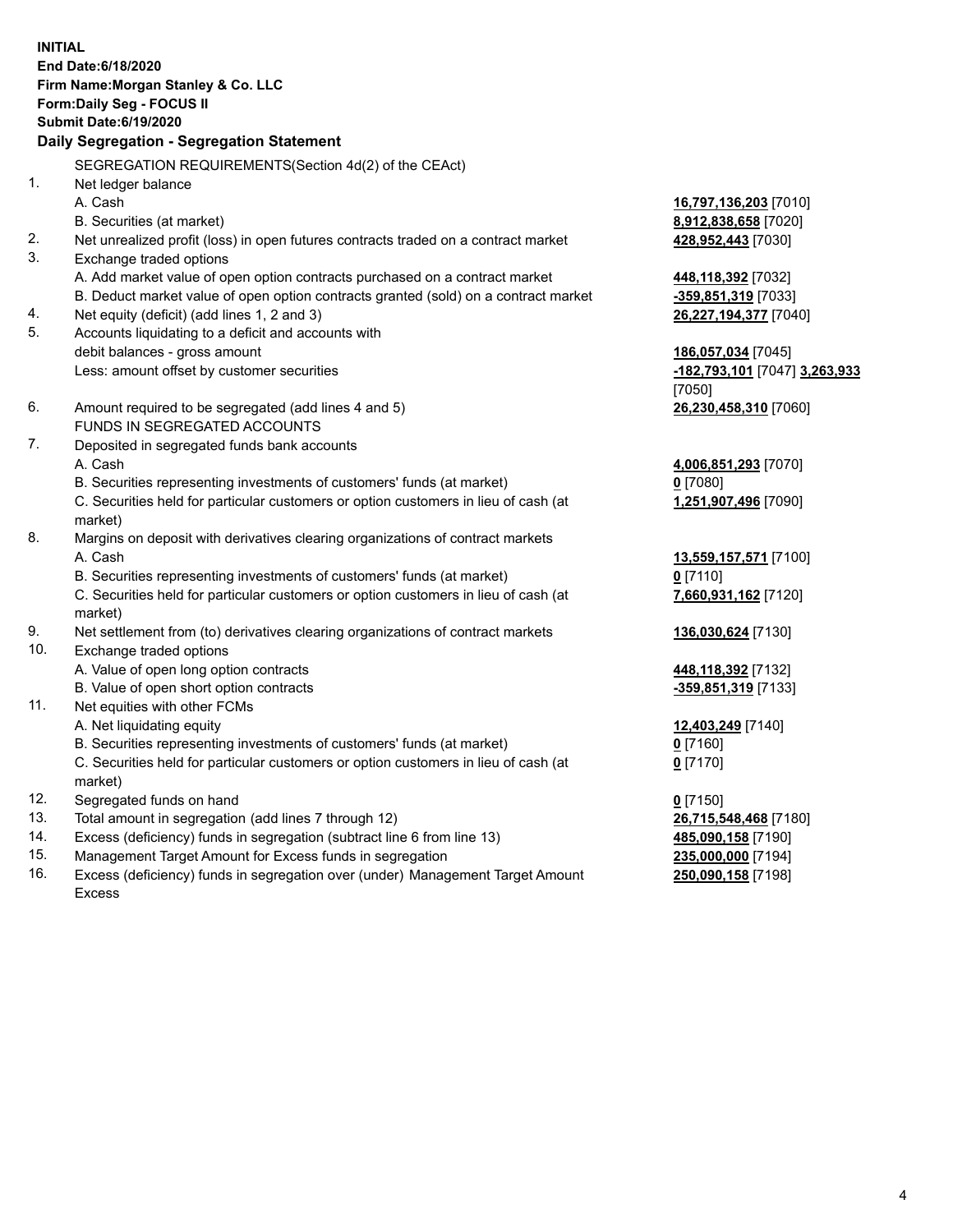**INITIAL**
**End Date:6/18/2020**
**Firm Name:Morgan Stanley & Co. LLC**
**Form:Daily Seg - FOCUS II**
**Submit Date:6/19/2020**

**Daily Segregation - Segregation Statement**

SEGREGATION REQUIREMENTS(Section 4d(2) of the CEAct)

| | | |
|---|---|---|
| 1. | Net ledger balance | |
| | A. Cash | **16,797,136,203** [7010] |
| | B. Securities (at market) | **8,912,838,658** [7020] |
| 2. | Net unrealized profit (loss) in open futures contracts traded on a contract market | **428,952,443** [7030] |
| 3. | Exchange traded options | |
| | A. Add market value of open option contracts purchased on a contract market | **448,118,392** [7032] |
| | B. Deduct market value of open option contracts granted (sold) on a contract market | **-359,851,319** [7033] |
| 4. | Net equity (deficit) (add lines 1, 2 and 3) | **26,227,194,377** [7040] |
| 5. | Accounts liquidating to a deficit and accounts with debit balances - gross amount | **186,057,034** [7045] |
| | Less: amount offset by customer securities | **-182,793,101** [7047] **3,263,933** [7050] |
| 6. | Amount required to be segregated (add lines 4 and 5) | **26,230,458,310** [7060] |
| | FUNDS IN SEGREGATED ACCOUNTS | |
| 7. | Deposited in segregated funds bank accounts | |
| | A. Cash | **4,006,851,293** [7070] |
| | B. Securities representing investments of customers' funds (at market) | **0** [7080] |
| | C. Securities held for particular customers or option customers in lieu of cash (at market) | **1,251,907,496** [7090] |
| 8. | Margins on deposit with derivatives clearing organizations of contract markets | |
| | A. Cash | **13,559,157,571** [7100] |
| | B. Securities representing investments of customers' funds (at market) | **0** [7110] |
| | C. Securities held for particular customers or option customers in lieu of cash (at market) | **7,660,931,162** [7120] |
| 9. | Net settlement from (to) derivatives clearing organizations of contract markets | **136,030,624** [7130] |
| 10. | Exchange traded options | |
| | A. Value of open long option contracts | **448,118,392** [7132] |
| | B. Value of open short option contracts | **-359,851,319** [7133] |
| 11. | Net equities with other FCMs | |
| | A. Net liquidating equity | **12,403,249** [7140] |
| | B. Securities representing investments of customers' funds (at market) | **0** [7160] |
| | C. Securities held for particular customers or option customers in lieu of cash (at market) | **0** [7170] |
| 12. | Segregated funds on hand | **0** [7150] |
| 13. | Total amount in segregation (add lines 7 through 12) | **26,715,548,468** [7180] |
| 14. | Excess (deficiency) funds in segregation (subtract line 6 from line 13) | **485,090,158** [7190] |
| 15. | Management Target Amount for Excess funds in segregation | **235,000,000** [7194] |
| 16. | Excess (deficiency) funds in segregation over (under) Management Target Amount Excess | **250,090,158** [7198] |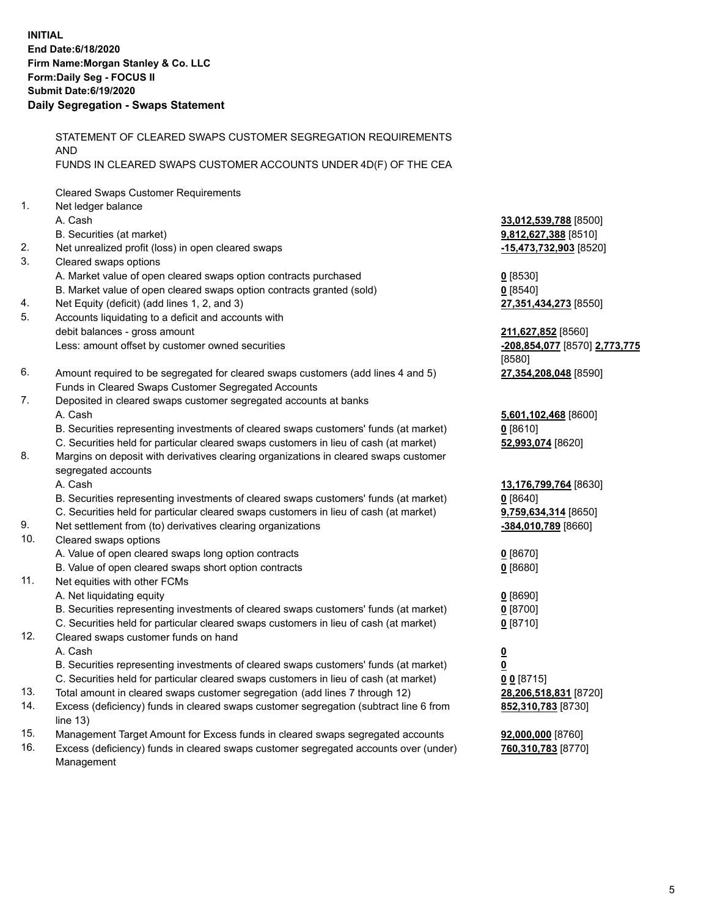**INITIAL**
**End Date:6/18/2020**
**Firm Name:Morgan Stanley & Co. LLC**
**Form:Daily Seg - FOCUS II**
**Submit Date:6/19/2020**
**Daily Segregation - Swaps Statement**

STATEMENT OF CLEARED SWAPS CUSTOMER SEGREGATION REQUIREMENTS AND FUNDS IN CLEARED SWAPS CUSTOMER ACCOUNTS UNDER 4D(F) OF THE CEA

| | | |
|---|---|---|
| | Cleared Swaps Customer Requirements | |
| 1. | Net ledger balance | |
| | A. Cash | **33,012,539,788** [8500] |
| | B. Securities (at market) | **9,812,627,388** [8510] |
| 2. | Net unrealized profit (loss) in open cleared swaps | **-15,473,732,903** [8520] |
| 3. | Cleared swaps options | |
| | A. Market value of open cleared swaps option contracts purchased | **0** [8530] |
| | B. Market value of open cleared swaps option contracts granted (sold) | **0** [8540] |
| 4. | Net Equity (deficit) (add lines 1, 2, and 3) | **27,351,434,273** [8550] |
| 5. | Accounts liquidating to a deficit and accounts with debit balances - gross amount | **211,627,852** [8560] |
| | Less: amount offset by customer owned securities | **-208,854,077** [8570] **2,773,775** [8580] |
| 6. | Amount required to be segregated for cleared swaps customers (add lines 4 and 5) | **27,354,208,048** [8590] |
| | Funds in Cleared Swaps Customer Segregated Accounts | |
| 7. | Deposited in cleared swaps customer segregated accounts at banks | |
| | A. Cash | **5,601,102,468** [8600] |
| | B. Securities representing investments of cleared swaps customers' funds (at market) | **0** [8610] |
| | C. Securities held for particular cleared swaps customers in lieu of cash (at market) | **52,993,074** [8620] |
| 8. | Margins on deposit with derivatives clearing organizations in cleared swaps customer segregated accounts | |
| | A. Cash | **13,176,799,764** [8630] |
| | B. Securities representing investments of cleared swaps customers' funds (at market) | **0** [8640] |
| | C. Securities held for particular cleared swaps customers in lieu of cash (at market) | **9,759,634,314** [8650] |
| 9. | Net settlement from (to) derivatives clearing organizations | **-384,010,789** [8660] |
| 10. | Cleared swaps options | |
| | A. Value of open cleared swaps long option contracts | **0** [8670] |
| | B. Value of open cleared swaps short option contracts | **0** [8680] |
| 11. | Net equities with other FCMs | |
| | A. Net liquidating equity | **0** [8690] |
| | B. Securities representing investments of cleared swaps customers' funds (at market) | **0** [8700] |
| | C. Securities held for particular cleared swaps customers in lieu of cash (at market) | **0** [8710] |
| 12. | Cleared swaps customer funds on hand | |
| | A. Cash | **0** |
| | B. Securities representing investments of cleared swaps customers' funds (at market) | **0** |
| | C. Securities held for particular cleared swaps customers in lieu of cash (at market) | **0** **0** [8715] |
| 13. | Total amount in cleared swaps customer segregation (add lines 7 through 12) | **28,206,518,831** [8720] |
| 14. | Excess (deficiency) funds in cleared swaps customer segregation (subtract line 6 from line 13) | **852,310,783** [8730] |
| 15. | Management Target Amount for Excess funds in cleared swaps segregated accounts | **92,000,000** [8760] |
| 16. | Excess (deficiency) funds in cleared swaps customer segregated accounts over (under) Management | **760,310,783** [8770] |